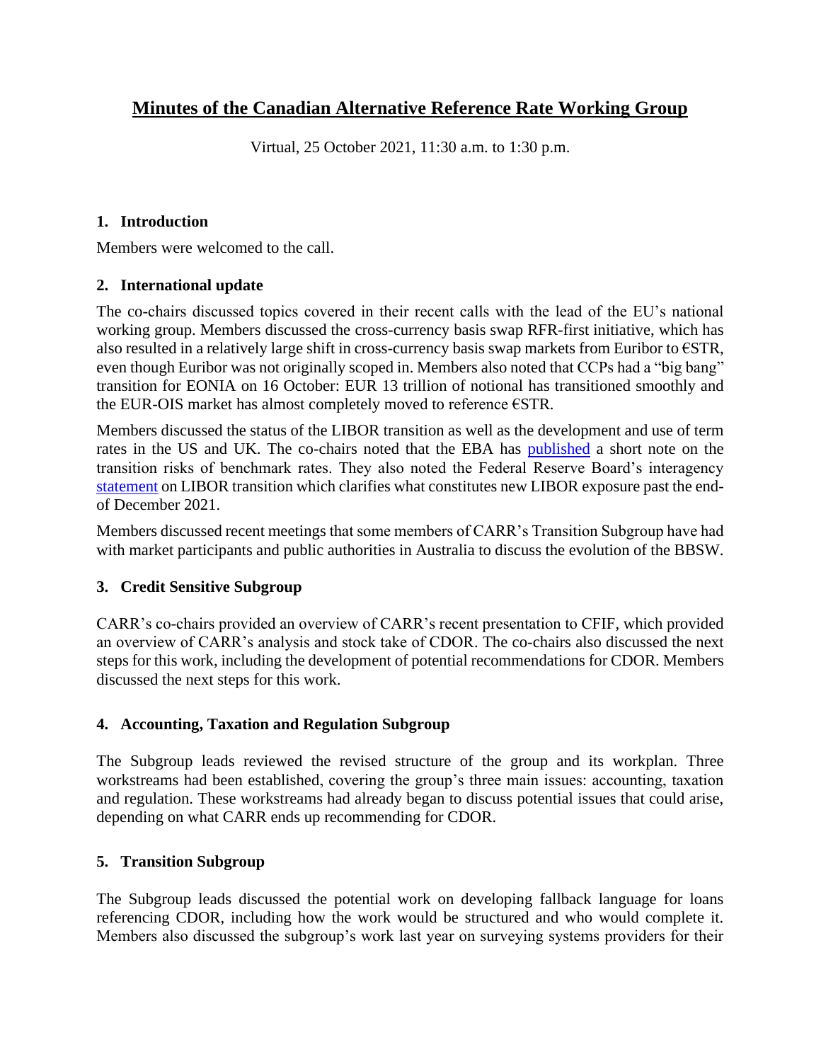# Minutes of the Canadian Alternative Reference Rate Working Group

Virtual, 25 October 2021, 11:30 a.m. to 1:30 p.m.

## 1. Introduction

Members were welcomed to the call.

## 2. International update

The co-chairs discussed topics covered in their recent calls with the lead of the EU's national working group. Members discussed the cross-currency basis swap RFR-first initiative, which has also resulted in a relatively large shift in cross-currency basis swap markets from Euribor to €STR, even though Euribor was not originally scoped in. Members also noted that CCPs had a "big bang" transition for EONIA on 16 October: EUR 13 trillion of notional has transitioned smoothly and the EUR-OIS market has almost completely moved to reference €STR.

Members discussed the status of the LIBOR transition as well as the development and use of term rates in the US and UK. The co-chairs noted that the EBA has published a short note on the transition risks of benchmark rates. They also noted the Federal Reserve Board's interagency statement on LIBOR transition which clarifies what constitutes new LIBOR exposure past the end-of December 2021.

Members discussed recent meetings that some members of CARR's Transition Subgroup have had with market participants and public authorities in Australia to discuss the evolution of the BBSW.

## 3. Credit Sensitive Subgroup

CARR's co-chairs provided an overview of CARR's recent presentation to CFIF, which provided an overview of CARR's analysis and stock take of CDOR. The co-chairs also discussed the next steps for this work, including the development of potential recommendations for CDOR. Members discussed the next steps for this work.

## 4. Accounting, Taxation and Regulation Subgroup

The Subgroup leads reviewed the revised structure of the group and its workplan. Three workstreams had been established, covering the group's three main issues: accounting, taxation and regulation. These workstreams had already began to discuss potential issues that could arise, depending on what CARR ends up recommending for CDOR.

## 5. Transition Subgroup

The Subgroup leads discussed the potential work on developing fallback language for loans referencing CDOR, including how the work would be structured and who would complete it. Members also discussed the subgroup's work last year on surveying systems providers for their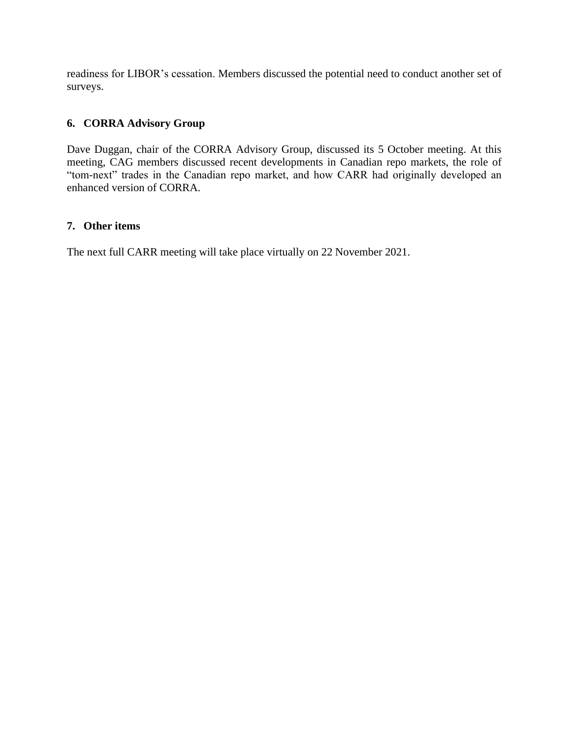readiness for LIBOR's cessation. Members discussed the potential need to conduct another set of surveys.

## 6. CORRA Advisory Group

Dave Duggan, chair of the CORRA Advisory Group, discussed its 5 October meeting. At this meeting, CAG members discussed recent developments in Canadian repo markets, the role of "tom-next" trades in the Canadian repo market, and how CARR had originally developed an enhanced version of CORRA.

## 7. Other items

The next full CARR meeting will take place virtually on 22 November 2021.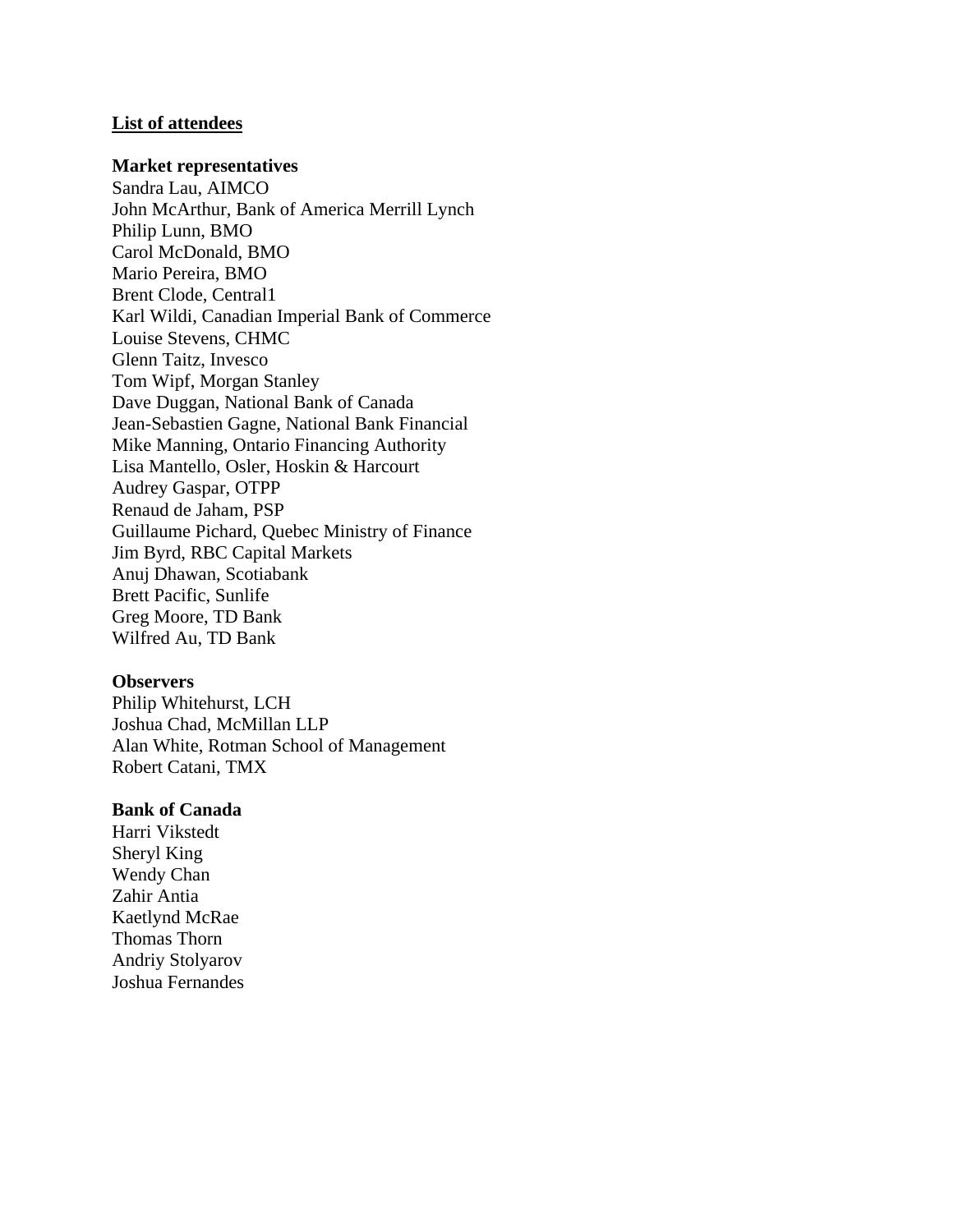**List of attendees**

**Market representatives**

Sandra Lau, AIMCO
John McArthur, Bank of America Merrill Lynch
Philip Lunn, BMO
Carol McDonald, BMO
Mario Pereira, BMO
Brent Clode, Central1
Karl Wildi, Canadian Imperial Bank of Commerce
Louise Stevens, CHMC
Glenn Taitz, Invesco
Tom Wipf, Morgan Stanley
Dave Duggan, National Bank of Canada
Jean-Sebastien Gagne, National Bank Financial
Mike Manning, Ontario Financing Authority
Lisa Mantello, Osler, Hoskin & Harcourt
Audrey Gaspar, OTPP
Renaud de Jaham, PSP
Guillaume Pichard, Quebec Ministry of Finance
Jim Byrd, RBC Capital Markets
Anuj Dhawan, Scotiabank
Brett Pacific, Sunlife
Greg Moore, TD Bank
Wilfred Au, TD Bank

**Observers**

Philip Whitehurst, LCH
Joshua Chad, McMillan LLP
Alan White, Rotman School of Management
Robert Catani, TMX

**Bank of Canada**

Harri Vikstedt
Sheryl King
Wendy Chan
Zahir Antia
Kaetlynd McRae
Thomas Thorn
Andriy Stolyarov
Joshua Fernandes